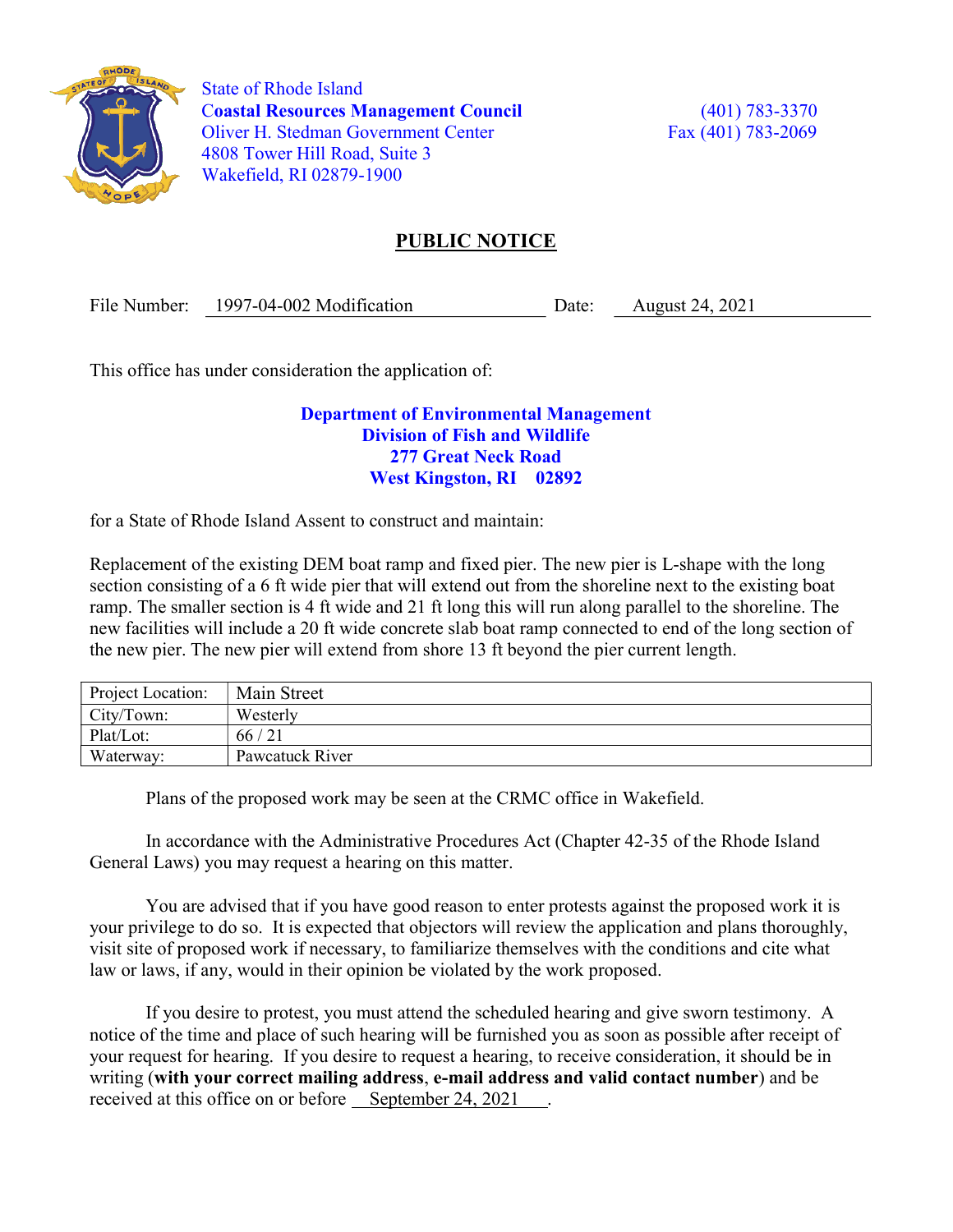State of Rhode Island
**Coastal Resources Management Council**
Oliver H. Stedman Government Center
4808 Tower Hill Road, Suite 3
Wakefield, RI 02879-1900

(401) 783-3370
Fax (401) 783-2069

## PUBLIC NOTICE

File Number: 1997-04-002 Modification Date: August 24, 2021

This office has under consideration the application of:

**Department of Environmental Management**
**Division of Fish and Wildlife**
**277 Great Neck Road**
**West Kingston, RI 02892**

for a State of Rhode Island Assent to construct and maintain:

Replacement of the existing DEM boat ramp and fixed pier. The new pier is L-shape with the long section consisting of a 6 ft wide pier that will extend out from the shoreline next to the existing boat ramp. The smaller section is 4 ft wide and 21 ft long this will run along parallel to the shoreline. The new facilities will include a 20 ft wide concrete slab boat ramp connected to end of the long section of the new pier. The new pier will extend from shore 13 ft beyond the pier current length.

| Project Location: | Main Street |
|---|---|
| City/Town: | Westerly |
| Plat/Lot: | 66 / 21 |
| Waterway: | Pawcatuck River |

Plans of the proposed work may be seen at the CRMC office in Wakefield.

In accordance with the Administrative Procedures Act (Chapter 42-35 of the Rhode Island General Laws) you may request a hearing on this matter.

You are advised that if you have good reason to enter protests against the proposed work it is your privilege to do so. It is expected that objectors will review the application and plans thoroughly, visit site of proposed work if necessary, to familiarize themselves with the conditions and cite what law or laws, if any, would in their opinion be violated by the work proposed.

If you desire to protest, you must attend the scheduled hearing and give sworn testimony. A notice of the time and place of such hearing will be furnished you as soon as possible after receipt of your request for hearing. If you desire to request a hearing, to receive consideration, it should be in writing (**with your correct mailing address**, **e-mail address and valid contact number**) and be received at this office on or before September 24, 2021 .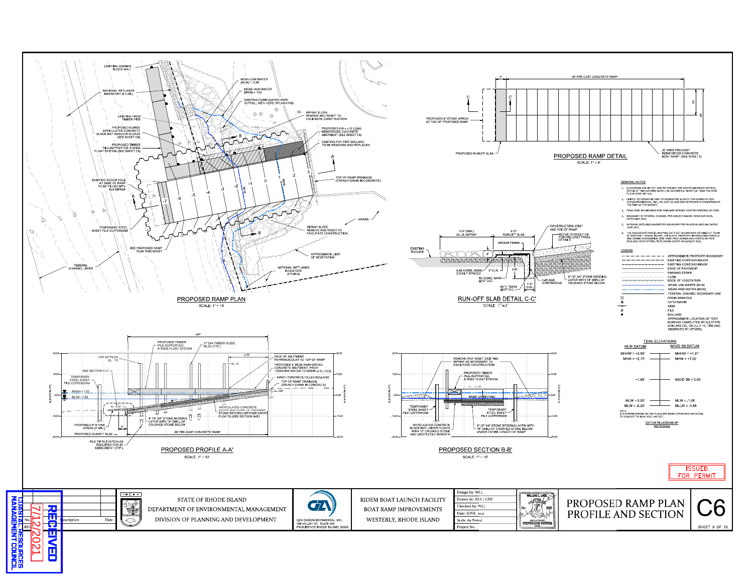## PROPOSED RAMP PLAN

SCALE: 1" = 10'

EXISTING GRANITE BLOCK WALL

NATIONAL WETLANDS INVENTORY (E1UBL)

EXISTING FIXED TIMBER PIER

PROPOSED 6-WIDE ARTICULATED CONCRETE BLOCK MAT BENEATH FLOATS (SEE SHEET C8)

PROPOSED TIMBER PILE-SUPPORTED, 6'-WIDE FLOAT SYSTEM (SEE SHEET C8)

EXISTING SCOUR HOLE AT BASE OF RAMP TO BE FILLED WITH R-3 RIPRAP

TEMPORARY STEEL SHEET PILE COFFERDAM

SEE PROPOSED RAMP PLAN THIS SHEET

FEDERAL CHANNEL LIMITS

MEAN LOW WATER (MLW) = -1.68

MEAN HIGH WATER (MHW) = 1.02

EXISTING CORRUGATED HDPE OUTFALL WITH HDPE SPLASH PAD

RIPRAP SLOPE REMOVE AND RESET TO FACILITATE CONSTRUCTION

PROPOSED 6'W x 19' LONG REINFORCED CONCRETE ABUTMENT (SEE SHEET C9)

EXISTING PVC PIPE BOLLARD TO BE REMOVED AND REPLACED

TOP OF RAMP DRAINAGE (TRENCH DRAIN IN CONCRETE)

GRASS

RIPRAP SLOPE REMOVE AND RESET TO FACILITATE CONSTRUCTION

APPROXIMATE LIMIT OF VEGETATION

NATIONAL WETLANDS INVENTORY (E1UBL6)

## PROPOSED RAMP DETAIL

SCALE: 1" = 8'

4' | 68' PRE-CAST CONCRETE RAMP | 19' | 20'

PROPOSED 6" STONE APRON AT TOE OF PROPOSED RAMP

PROPOSED RUNOFF SLAB

20' WIDE PRE-CAST REINFORCED CONCRETE BOAT RAMP (SEE SHEET 6)

## RUN-OFF SLAB DETAIL C-C'

SCALE 1" = 2'

EXISTING MUDLINE

5'-0" (MIN.) 25 LB. RIPRAP

4'-0" RUN-OFF SLAB

BROOM FINISH

8"

3" CLR.

2'-0"

6-#5 HORIZ. BARS EVENLY SPACED

#5 HORIZ. BARS @12" O.C.

#5 "L" BARS @12" O.C.

1'-0" (TYP.)

1-#5 BAR CONTINUOUS

CONSTRUCTION JOINT AND TOE OF RAMP

REFER TO SHEET C8 FOR PRE-CAST PANEL DETAILS

6" OF 3/4" STONE BEDDING LAYER WITH 18" (MIN.) OF CRUSHED STONE BELOW

## GENERAL NOTES

1. ELEVATIONS ARE IN FEET AND REFERENCE THE NORTH AMERICAN VERTICAL DATUM OF 1988 (NAVD88). MLW=-1.68, NAVD88=0, MHW=1.02. FEMA 100-YEAR FLOOD ZONE AE=10.0.
2. LIMITED TOPOGRAPHIC AND HYDROGRAPHIC SURVEY PERFORMED BY GZA GEOENVIRONMENTAL, INC. ON JUNE 23, 2020 AND REPRESENTS CONDITIONS AT THE TIME OF THE SURVEY.
3. FEMA ZONE BOUNDARIES PER FEMA MAP SERVICE CENTER POWERED BY ESRI.
4. BOUNDARY OF FEDERAL CHANNEL PER USACE CHANNEL CONTOUR DATA, DATED MAY 2012.
5. NATIONAL WETLANDS INVENTORY BOUNDARY PER RHODE ISLAND GIS, DATED JUNE 2017.
6. THE ASSESSORS' PARCEL MAPPING DATA SET SHOWN WAS OBTAINED AT TOWN OF WESTERLY, RHODE ISLAND - GIS & REAL PROPERTY INFORMATION PARCELS AND ZONING BOUNDARIES, WEB HOME PAGE DESIGN AND HOSTED BY NEW ENGLAND GEOSYSTEMS, FILES DOWNLOADED ON AUGUST 2020.

## LEGEND

- APPROXIMATE PROPERTY BOUNDARY
- EXISTING CONTOUR MAJOR
- EXISTING CONTOUR MINOR
- EDGE OF PAVEMENT
- PARKING STRIPE
- CURB
- EDGE OF VEGETATION
- MEAN LOW WATER (MLW)
- MEAN HIGH WATER (MHW)
- FEDERAL CHANNEL BOUNDARY LINE
- DRAIN MANHOLE
- CATCHBASIN
- SIGN
- PILE
- BOLLARD
- APPROXIMATE LOCATION OF TEST BORINGS COMPLETED BY ALLSTATE DRILLING CO., ON JULY 16, 1996 AND OBSERVED BY OTHERS.

## TIDAL ELEVATIONS

| MLW DATUM | NAVD '88 DATUM |
|---|---|
| MHHW = +2.99' | MHHW = +1.31' |
| MHW = +2.70' | MHW = +1.02' |
| +1.68' | NAVD '88 = 0.00 |
| MLW = 0.00' | MLW = -1.68 |
| MLLW = -0.20' | MLLW = -1.88 |

NOTE:
ELEVATIONS SHOWN ON THE PLANS ARE BASED UPON NAVD 88 DATUM. TO CONVERT TO MLW, ADD 1.68 FEET.

DATUM RELATIONSHIP
NOT TO SCALE

## PROPOSED PROFILE A-A'

SCALE: 1" = 10'

±67

±19'

PROPOSED TIMBER PILE-SUPPORTED, 6'-WIDE FLOAT SYSTEM

12" DIA TIMBER GUIDE PILES (TYP.)

TOP OF PILES EL. 15'

EL. 15'

SEE SECTION C-C'

TEMPORARY STEEL SHEET PILE COFFERDAM

MHW= +1.02

MLW= -1.68

EL -8.35'

PROPOSED 6" STONE APRON (8' MIN.)

PROPOSED RUNOFF SLAB

PILE TIP ELEVATION AS REQUIRED FOR 20' EMBEDMENT (TYP.)

6" OF 3/4" STONE BEDDING LAYER WITH 18" (MIN.) OF CRUSHED STONE BELOW

68' PRE-CAST CONCRETE RAMP

FACE OF ABUTMENT PERPENDICULAR TO TOP OF RAMP

PROPOSED 6' WIDE REINFORCED CONCRETE ABUTMENT, PITCH TOWARDS WATER TO DRAIN (± EL +3.3)

6-INCH CONCRETE FILLED BOLLARD

TOP OF RAMP DRAINAGE (TRENCH DRAIN IN CONCRETE)

EL. 2.85'

ARTICULATED CONCRETE BLOCK MAT OVER 12" CRUSHED STONE BEDDING (BEYOND UNDER FLOATS) (SEE SECTION B-B')

ELEVATION (FT): 20.00, 10.00, 0.00, -10.00, -20.00

## PROPOSED SECTION B-B'

SCALE: 1" = 10'

REMOVE AND RESET EXISTING RIPRAP AS NECESSARY TO FACILITATE CONSTRUCTION

PROPOSED TIMBER PILE-SUPPORTED, 6'-WIDE FLOAT SYSTEM

EL. +2.85

RAMP UP BEYOND

TEMPORARY STEEL SHEET PILE COFFERDAM

TEMPORARY STEEL SHEET PILE COFFERDAM

ARTICULATED CONCRETE BLOCK MAT UNDER FLOATS WITH 12" CRUSHED STONE AND GEOTEXTILE BENEATH

6" OF 3/4" STONE BEDDING LAYER WITH 18" (MIN) OF CRUSHED STONE BELOW UNDER ENTIRE LENGTH OF RAMP

ELEVATION (FT): 20.00, 10.00, 0.00, -10.00, -20.00

ISSUED FOR PERMIT

RECEIVED 7/12/2021 COASTAL RESOURCES MANAGEMENT COUNCIL

STATE OF RHODE ISLAND
DEPARTMENT OF ENVIRONMENTAL MANAGEMENT
DIVISION OF PLANNING AND DEVELOPMENT

GZA GEOENVIRONMENTAL, INC.
188 VALLEY ST. SUITE 300
PROVIDENCE RHODE ISLAND, 02909

RIDEM BOAT LAUNCH FACILITY
BOAT RAMP IMPROVEMENTS
WESTERLY, RHODE ISLAND

Design by: WLL
Drawn by: AFA / GRB
Checked by: WLL
Date: JUNE, 2021
Scale: As Noted
Project No.:

WILLIAM L. LADD No. 6500 REGISTERED PROFESSIONAL ENGINEER CIVIL

# PROPOSED RAMP PLAN PROFILE AND SECTION

C6